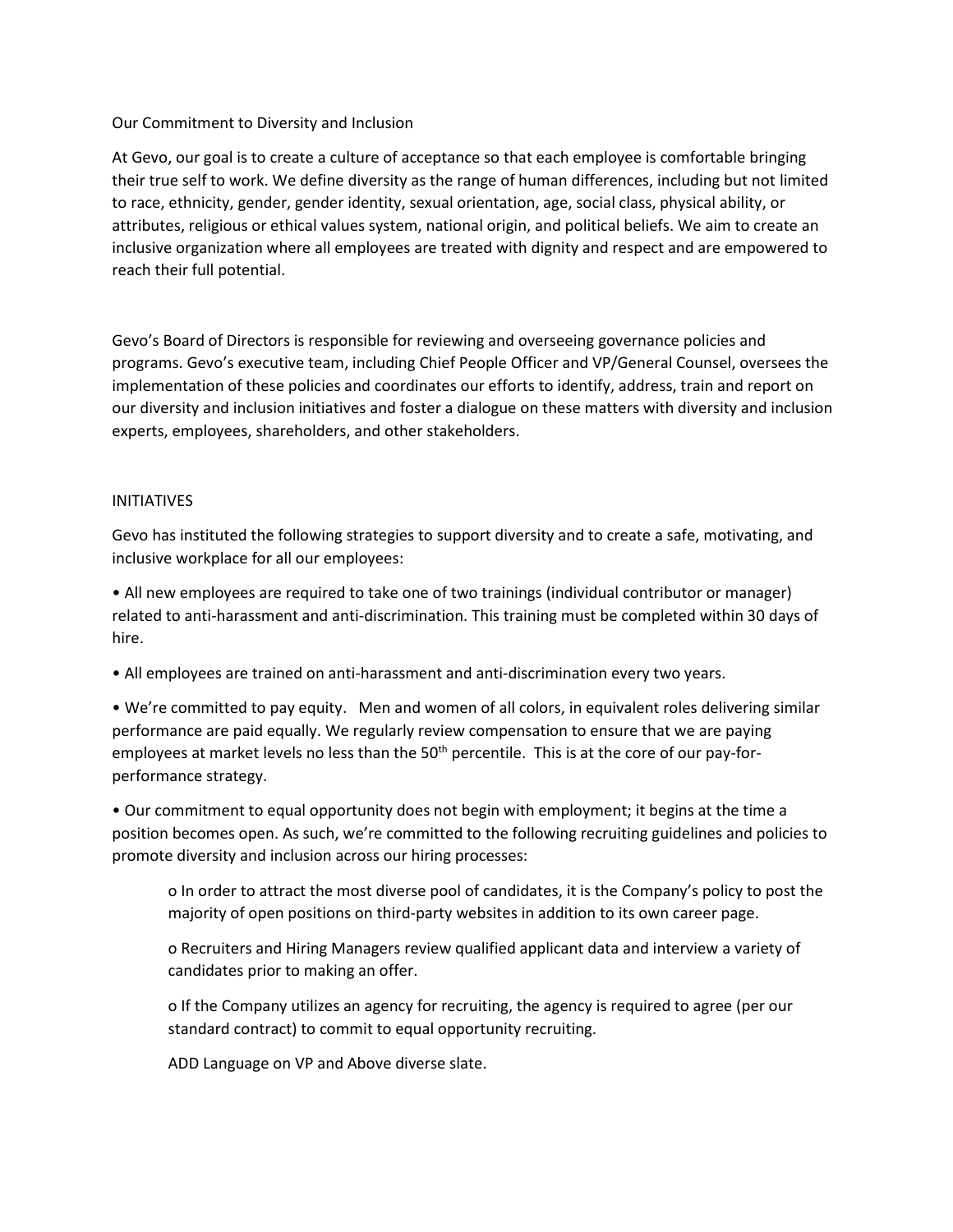# Our Commitment to Diversity and Inclusion

At Gevo, our goal is to create a culture of acceptance so that each employee is comfortable bringing their true self to work. We define diversity as the range of human differences, including but not limited to race, ethnicity, gender, gender identity, sexual orientation, age, social class, physical ability, or attributes, religious or ethical values system, national origin, and political beliefs. We aim to create an inclusive organization where all employees are treated with dignity and respect and are empowered to reach their full potential.

Gevo's Board of Directors is responsible for reviewing and overseeing governance policies and programs. Gevo's executive team, including Chief People Officer and VP/General Counsel, oversees the implementation of these policies and coordinates our efforts to identify, address, train and report on our diversity and inclusion initiatives and foster a dialogue on these matters with diversity and inclusion experts, employees, shareholders, and other stakeholders.

## INITIATIVES

Gevo has instituted the following strategies to support diversity and to create a safe, motivating, and inclusive workplace for all our employees:

- All new employees are required to take one of two trainings (individual contributor or manager) related to anti-harassment and anti-discrimination. This training must be completed within 30 days of hire.
- All employees are trained on anti-harassment and anti-discrimination every two years.
- We're committed to pay equity. Men and women of all colors, in equivalent roles delivering similar performance are paid equally. We regularly review compensation to ensure that we are paying employees at market levels no less than the 50th percentile. This is at the core of our pay-for-performance strategy.
- Our commitment to equal opportunity does not begin with employment; it begins at the time a position becomes open. As such, we're committed to the following recruiting guidelines and policies to promote diversity and inclusion across our hiring processes:
    - In order to attract the most diverse pool of candidates, it is the Company's policy to post the majority of open positions on third-party websites in addition to its own career page.
    - Recruiters and Hiring Managers review qualified applicant data and interview a variety of candidates prior to making an offer.
    - If the Company utilizes an agency for recruiting, the agency is required to agree (per our standard contract) to commit to equal opportunity recruiting.

    ADD Language on VP and Above diverse slate.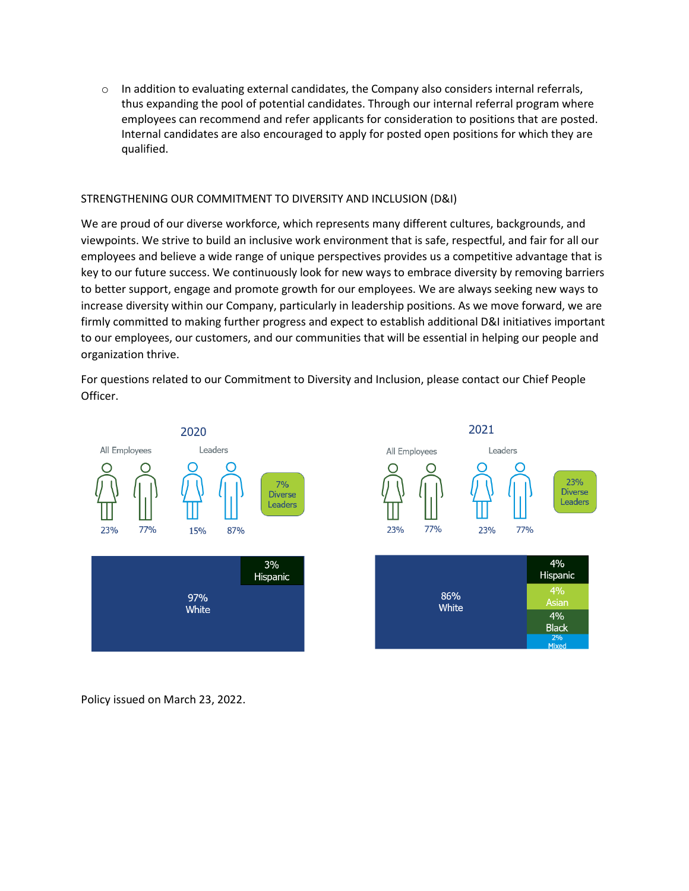- In addition to evaluating external candidates, the Company also considers internal referrals, thus expanding the pool of potential candidates. Through our internal referral program where employees can recommend and refer applicants for consideration to positions that are posted. Internal candidates are also encouraged to apply for posted open positions for which they are qualified.

STRENGTHENING OUR COMMITMENT TO DIVERSITY AND INCLUSION (D&I)

We are proud of our diverse workforce, which represents many different cultures, backgrounds, and viewpoints. We strive to build an inclusive work environment that is safe, respectful, and fair for all our employees and believe a wide range of unique perspectives provides us a competitive advantage that is key to our future success. We continuously look for new ways to embrace diversity by removing barriers to better support, engage and promote growth for our employees. We are always seeking new ways to increase diversity within our Company, particularly in leadership positions. As we move forward, we are firmly committed to making further progress and expect to establish additional D&I initiatives important to our employees, our customers, and our communities that will be essential in helping our people and organization thrive.

For questions related to our Commitment to Diversity and Inclusion, please contact our Chief People Officer.

2020

All Employees
23%
77%

Leaders
15%
87%

7% Diverse Leaders

97% White
3% Hispanic

2021

All Employees
23%
77%

Leaders
23%
77%

23% Diverse Leaders

86% White
4% Hispanic
4% Asian
4% Black
2% Mixed

Policy issued on March 23, 2022.